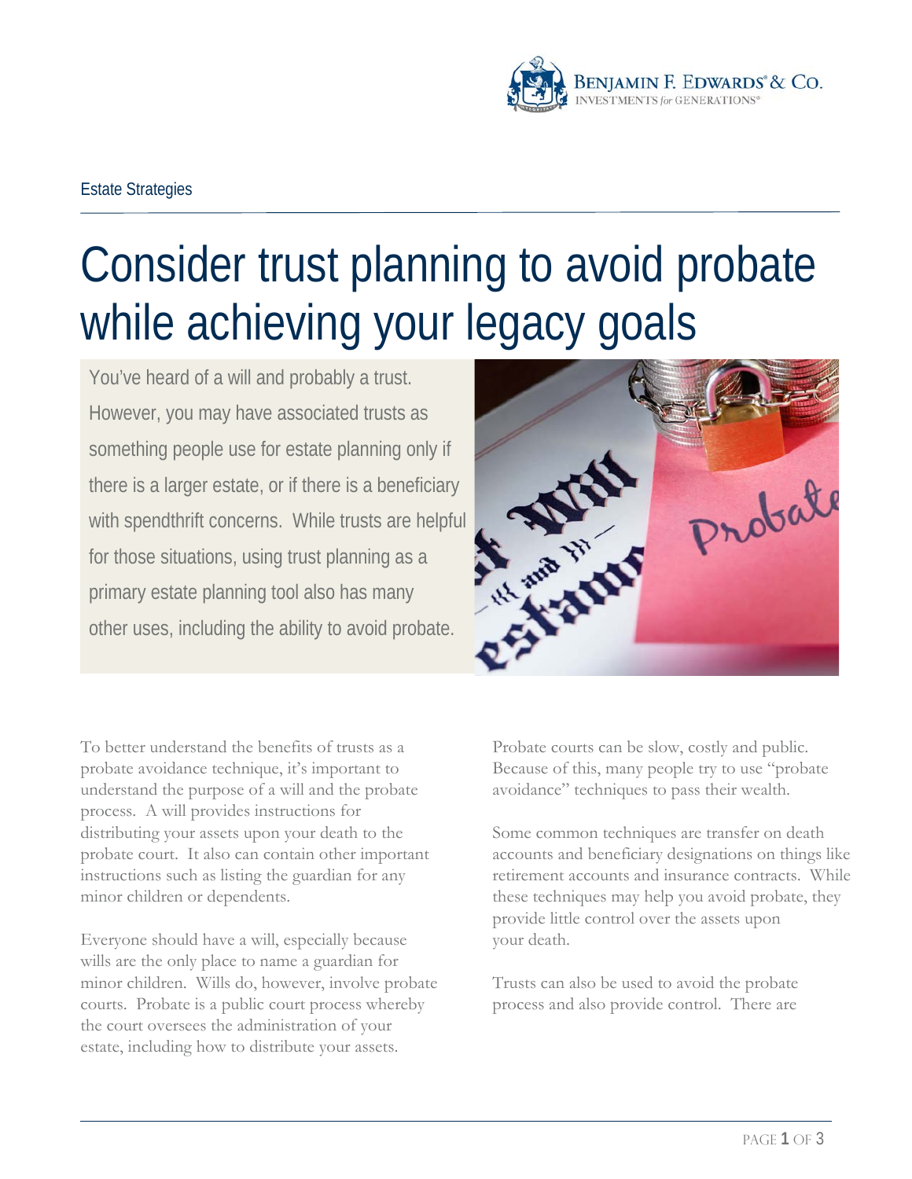Estate Strategies

# Consider trust planning to avoid probate while achieving your legacy goals

You've heard of a will and probably a trust. However, you may have associated trusts as something people use for estate planning only if there is a larger estate, or if there is a beneficiary with spendthrift concerns. While trusts are helpful for those situations, using trust planning as a primary estate planning tool also has many other uses, including the ability to avoid probate.

To better understand the benefits of trusts as a probate avoidance technique, it's important to understand the purpose of a will and the probate process. A will provides instructions for distributing your assets upon your death to the probate court. It also can contain other important instructions such as listing the guardian for any minor children or dependents.

Everyone should have a will, especially because wills are the only place to name a guardian for minor children. Wills do, however, involve probate courts. Probate is a public court process whereby the court oversees the administration of your estate, including how to distribute your assets.

Probate courts can be slow, costly and public. Because of this, many people try to use "probate avoidance" techniques to pass their wealth.

Some common techniques are transfer on death accounts and beneficiary designations on things like retirement accounts and insurance contracts. While these techniques may help you avoid probate, they provide little control over the assets upon your death.

Trusts can also be used to avoid the probate process and also provide control. There are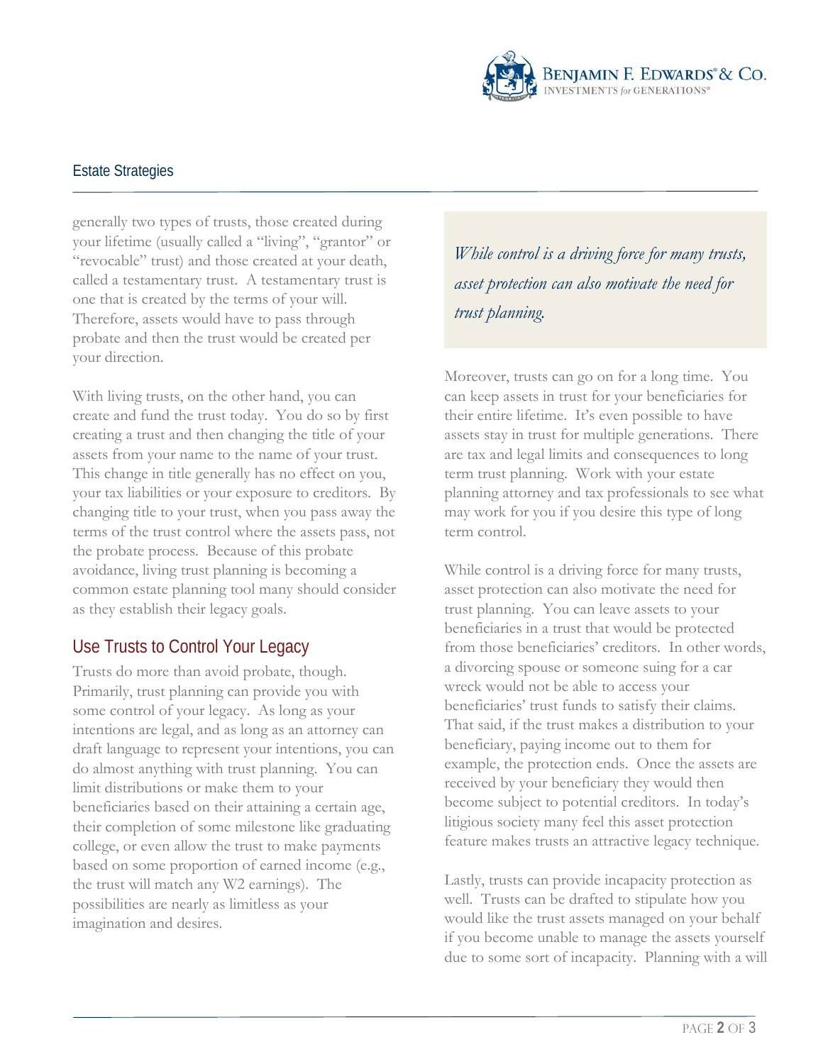generally two types of trusts, those created during your lifetime (usually called a "living", "grantor" or "revocable" trust) and those created at your death, called a testamentary trust. A testamentary trust is one that is created by the terms of your will. Therefore, assets would have to pass through probate and then the trust would be created per your direction.

With living trusts, on the other hand, you can create and fund the trust today. You do so by first creating a trust and then changing the title of your assets from your name to the name of your trust. This change in title generally has no effect on you, your tax liabilities or your exposure to creditors. By changing title to your trust, when you pass away the terms of the trust control where the assets pass, not the probate process. Because of this probate avoidance, living trust planning is becoming a common estate planning tool many should consider as they establish their legacy goals.

## Use Trusts to Control Your Legacy

Trusts do more than avoid probate, though. Primarily, trust planning can provide you with some control of your legacy. As long as your intentions are legal, and as long as an attorney can draft language to represent your intentions, you can do almost anything with trust planning. You can limit distributions or make them to your beneficiaries based on their attaining a certain age, their completion of some milestone like graduating college, or even allow the trust to make payments based on some proportion of earned income (e.g., the trust will match any W2 earnings). The possibilities are nearly as limitless as your imagination and desires.

> *While control is a driving force for many trusts, asset protection can also motivate the need for trust planning.*

Moreover, trusts can go on for a long time. You can keep assets in trust for your beneficiaries for their entire lifetime. It's even possible to have assets stay in trust for multiple generations. There are tax and legal limits and consequences to long term trust planning. Work with your estate planning attorney and tax professionals to see what may work for you if you desire this type of long term control.

While control is a driving force for many trusts, asset protection can also motivate the need for trust planning. You can leave assets to your beneficiaries in a trust that would be protected from those beneficiaries' creditors. In other words, a divorcing spouse or someone suing for a car wreck would not be able to access your beneficiaries' trust funds to satisfy their claims. That said, if the trust makes a distribution to your beneficiary, paying income out to them for example, the protection ends. Once the assets are received by your beneficiary they would then become subject to potential creditors. In today's litigious society many feel this asset protection feature makes trusts an attractive legacy technique.

Lastly, trusts can provide incapacity protection as well. Trusts can be drafted to stipulate how you would like the trust assets managed on your behalf if you become unable to manage the assets yourself due to some sort of incapacity. Planning with a will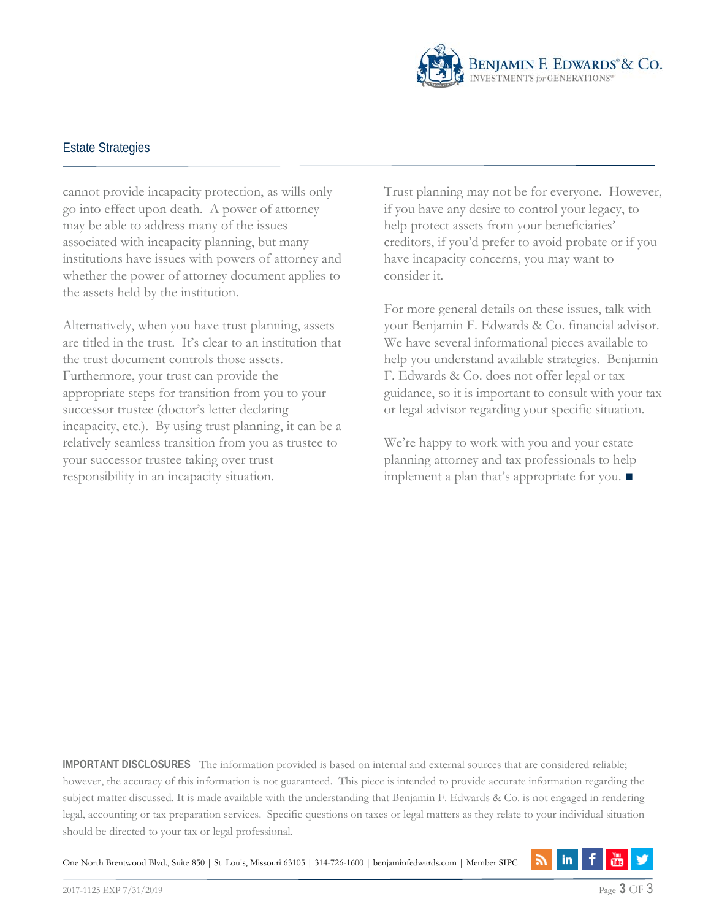cannot provide incapacity protection, as wills only go into effect upon death. A power of attorney may be able to address many of the issues associated with incapacity planning, but many institutions have issues with powers of attorney and whether the power of attorney document applies to the assets held by the institution.

Alternatively, when you have trust planning, assets are titled in the trust. It's clear to an institution that the trust document controls those assets. Furthermore, your trust can provide the appropriate steps for transition from you to your successor trustee (doctor's letter declaring incapacity, etc.). By using trust planning, it can be a relatively seamless transition from you as trustee to your successor trustee taking over trust responsibility in an incapacity situation.

Trust planning may not be for everyone. However, if you have any desire to control your legacy, to help protect assets from your beneficiaries' creditors, if you'd prefer to avoid probate or if you have incapacity concerns, you may want to consider it.

For more general details on these issues, talk with your Benjamin F. Edwards & Co. financial advisor. We have several informational pieces available to help you understand available strategies. Benjamin F. Edwards & Co. does not offer legal or tax guidance, so it is important to consult with your tax or legal advisor regarding your specific situation.

We're happy to work with you and your estate planning attorney and tax professionals to help implement a plan that's appropriate for you. ■

**IMPORTANT DISCLOSURES** The information provided is based on internal and external sources that are considered reliable; however, the accuracy of this information is not guaranteed. This piece is intended to provide accurate information regarding the subject matter discussed. It is made available with the understanding that Benjamin F. Edwards & Co. is not engaged in rendering legal, accounting or tax preparation services. Specific questions on taxes or legal matters as they relate to your individual situation should be directed to your tax or legal professional.

One North Brentwood Blvd., Suite 850 | St. Louis, Missouri 63105 | 314-726-1600 | benjaminfedwards.com | Member SIPC

2017-1125 EXP 7/31/2019